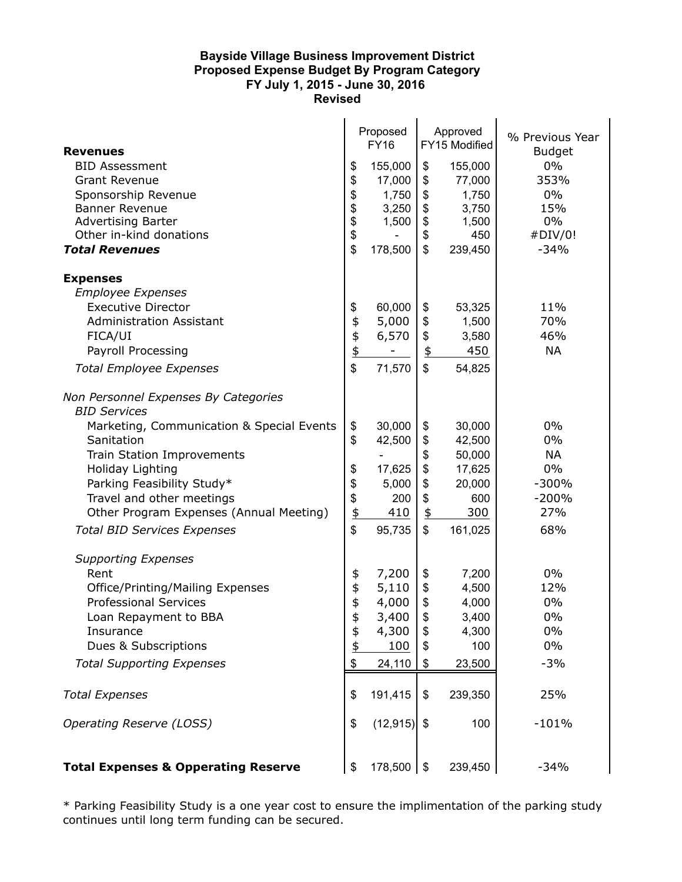**Bayside Village Business Improvement District**
**Proposed Expense Budget By Program Category**
**FY July 1, 2015 - June 30, 2016**
**Revised**

| | Proposed FY16 | Approved FY15 Modified | % Previous Year Budget |
|---|---|---|---|
| **Revenues** | | | |
| BID Assessment | $ 155,000 | $ 155,000 | 0% |
| Grant Revenue | $ 17,000 | $ 77,000 | 353% |
| Sponsorship Revenue | $ 1,750 | $ 1,750 | 0% |
| Banner Revenue | $ 3,250 | $ 3,750 | 15% |
| Advertising Barter | $ 1,500 | $ 1,500 | 0% |
| Other in-kind donations | $ - | $ 450 | #DIV/0! |
| ***Total Revenues*** | $ 178,500 | $ 239,450 | -34% |
| | | | |
| **Expenses** | | | |
| *Employee Expenses* | | | |
| Executive Director | $ 60,000 | $ 53,325 | 11% |
| Administration Assistant | $ 5,000 | $ 1,500 | 70% |
| FICA/UI | $ 6,570 | $ 3,580 | 46% |
| Payroll Processing | $ - | $ 450 | NA |
| *Total Employee Expenses* | $ 71,570 | $ 54,825 | |
| | | | |
| *Non Personnel Expenses By Categories* | | | |
| *BID Services* | | | |
| Marketing, Communication & Special Events | $ 30,000 | $ 30,000 | 0% |
| Sanitation | $ 42,500 | $ 42,500 | 0% |
| Train Station Improvements | - | $ 50,000 | NA |
| Holiday Lighting | $ 17,625 | $ 17,625 | 0% |
| Parking Feasibility Study* | $ 5,000 | $ 20,000 | -300% |
| Travel and other meetings | $ 200 | $ 600 | -200% |
| Other Program Expenses (Annual Meeting) | $ 410 | $ 300 | 27% |
| *Total BID Services Expenses* | $ 95,735 | $ 161,025 | 68% |
| | | | |
| *Supporting Expenses* | | | |
| Rent | $ 7,200 | $ 7,200 | 0% |
| Office/Printing/Mailing Expenses | $ 5,110 | $ 4,500 | 12% |
| Professional Services | $ 4,000 | $ 4,000 | 0% |
| Loan Repayment to BBA | $ 3,400 | $ 3,400 | 0% |
| Insurance | $ 4,300 | $ 4,300 | 0% |
| Dues & Subscriptions | $ 100 | $ 100 | 0% |
| *Total Supporting Expenses* | $ 24,110 | $ 23,500 | -3% |
| | | | |
| *Total Expenses* | $ 191,415 | $ 239,350 | 25% |
| | | | |
| *Operating Reserve (LOSS)* | $ (12,915) | $ 100 | -101% |
| | | | |
| **Total Expenses & Opperating Reserve** | $ 178,500 | $ 239,450 | -34% |

\* Parking Feasibility Study is a one year cost to ensure the implimentation of the parking study continues until long term funding can be secured.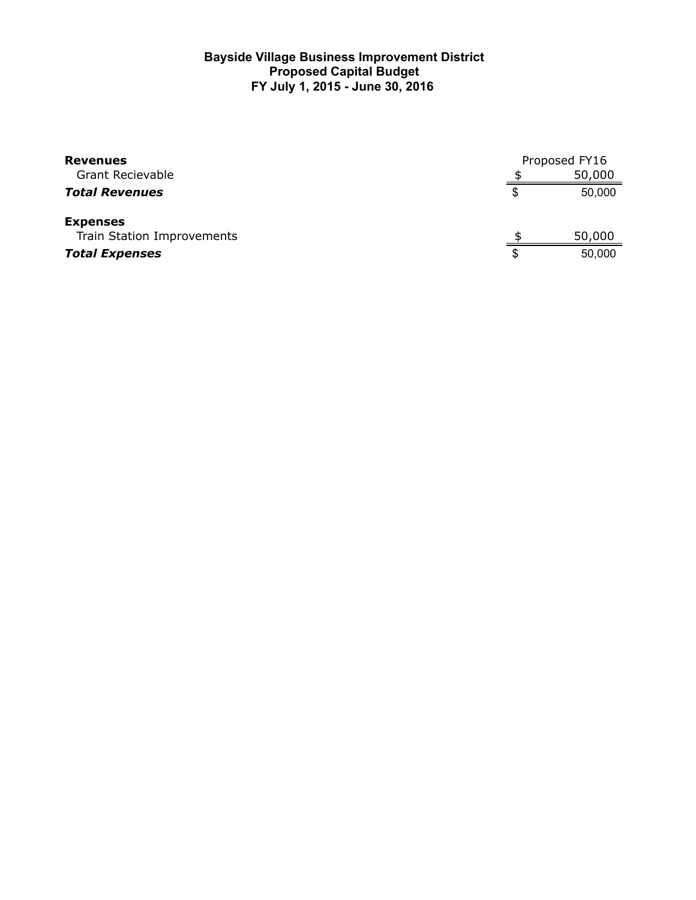**Bayside Village Business Improvement District**
**Proposed Capital Budget**
**FY July 1, 2015 - June 30, 2016**

| | Proposed FY16 |
| --- | --- |
| **Revenues** | |
| Grant Recievable | $ 50,000 |
| ***Total Revenues*** | $ 50,000 |
| | |
| **Expenses** | |
| Train Station Improvements | $ 50,000 |
| ***Total Expenses*** | $ 50,000 |